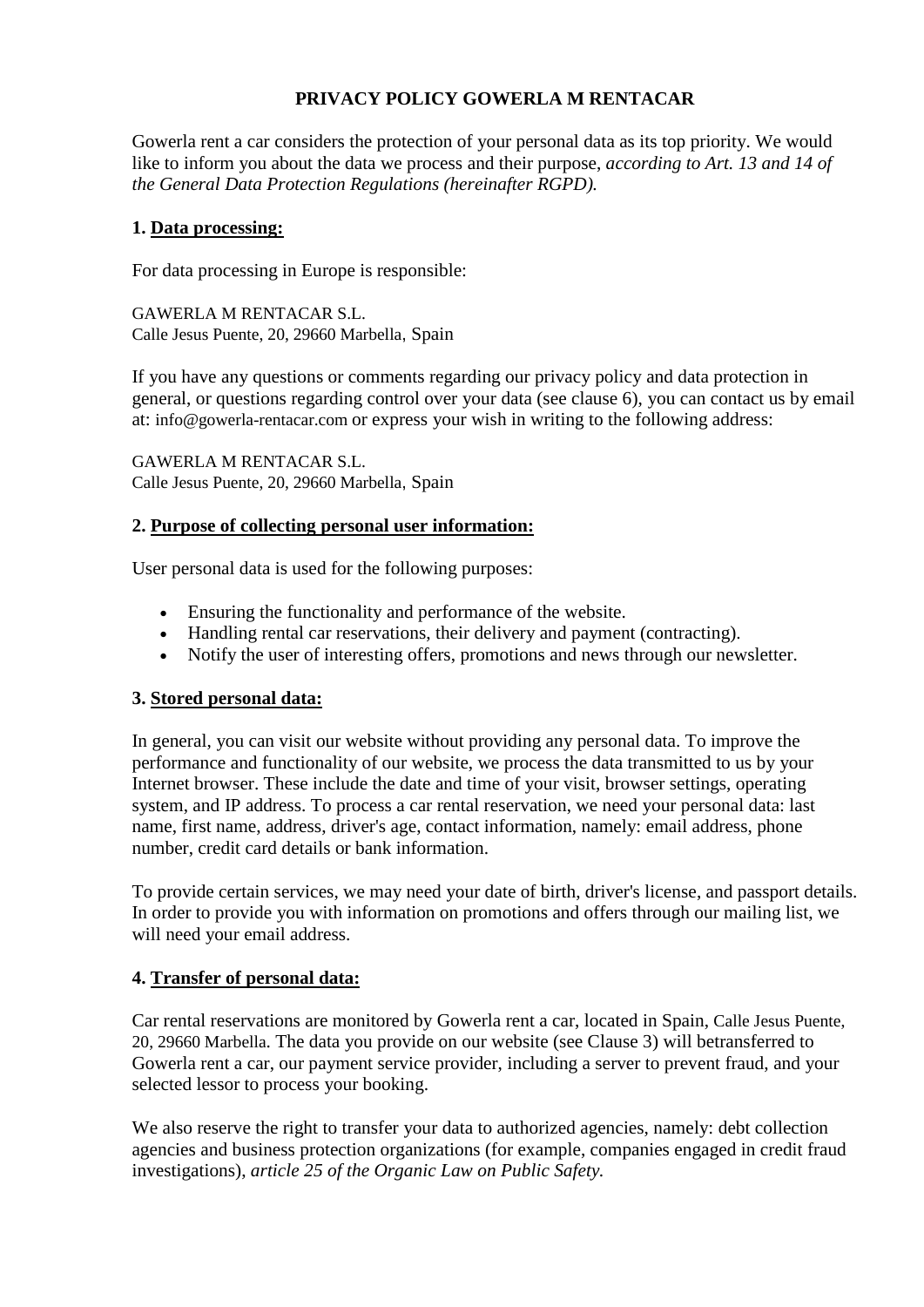# PRIVACY POLICY GOWERLA M RENTACAR

Gowerla rent a car considers the protection of your personal data as its top priority. We would like to inform you about the data we process and their purpose, *according to Art. 13 and 14 of the General Data Protection Regulations (hereinafter RGPD).*

## 1. Data processing:

For data processing in Europe is responsible:

GAWERLA M RENTACAR S.L.
Calle Jesus Puente, 20, 29660 Marbella, Spain

If you have any questions or comments regarding our privacy policy and data protection in general, or questions regarding control over your data (see clause 6), you can contact us by email at: info@gowerla-rentacar.com or express your wish in writing to the following address:

GAWERLA M RENTACAR S.L.
Calle Jesus Puente, 20, 29660 Marbella, Spain

## 2. Purpose of collecting personal user information:

User personal data is used for the following purposes:

- Ensuring the functionality and performance of the website.
- Handling rental car reservations, their delivery and payment (contracting).
- Notify the user of interesting offers, promotions and news through our newsletter.

## 3. Stored personal data:

In general, you can visit our website without providing any personal data. To improve the performance and functionality of our website, we process the data transmitted to us by your Internet browser. These include the date and time of your visit, browser settings, operating system, and IP address. To process a car rental reservation, we need your personal data: last name, first name, address, driver's age, contact information, namely: email address, phone number, credit card details or bank information.

To provide certain services, we may need your date of birth, driver's license, and passport details. In order to provide you with information on promotions and offers through our mailing list, we will need your email address.

## 4. Transfer of personal data:

Car rental reservations are monitored by Gowerla rent a car, located in Spain, Calle Jesus Puente, 20, 29660 Marbella. The data you provide on our website (see Clause 3) will betransferred to Gowerla rent a car, our payment service provider, including a server to prevent fraud, and your selected lessor to process your booking.

We also reserve the right to transfer your data to authorized agencies, namely: debt collection agencies and business protection organizations (for example, companies engaged in credit fraud investigations), *article 25 of the Organic Law on Public Safety.*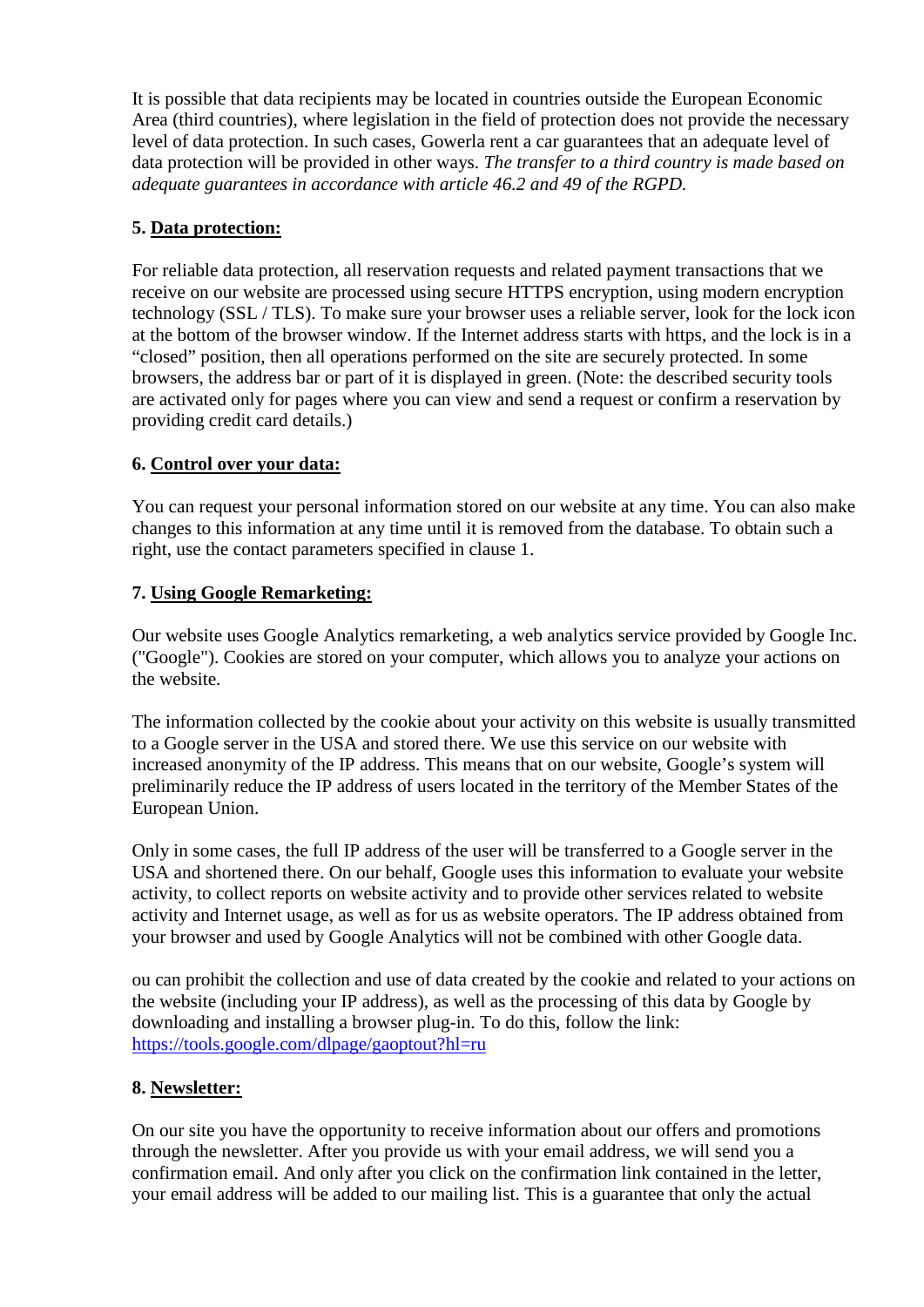It is possible that data recipients may be located in countries outside the European Economic Area (third countries), where legislation in the field of protection does not provide the necessary level of data protection. In such cases, Gowerla rent a car guarantees that an adequate level of data protection will be provided in other ways. *The transfer to a third country is made based on adequate guarantees in accordance with article 46.2 and 49 of the RGPD.*

**5. <u>Data protection:</u>**

For reliable data protection, all reservation requests and related payment transactions that we receive on our website are processed using secure HTTPS encryption, using modern encryption technology (SSL / TLS). To make sure your browser uses a reliable server, look for the lock icon at the bottom of the browser window. If the Internet address starts with https, and the lock is in a "closed" position, then all operations performed on the site are securely protected. In some browsers, the address bar or part of it is displayed in green. (Note: the described security tools are activated only for pages where you can view and send a request or confirm a reservation by providing credit card details.)

**6. <u>Control over your data:</u>**

You can request your personal information stored on our website at any time. You can also make changes to this information at any time until it is removed from the database. To obtain such a right, use the contact parameters specified in clause 1.

**7. <u>Using Google Remarketing:</u>**

Our website uses Google Analytics remarketing, a web analytics service provided by Google Inc. ("Google"). Cookies are stored on your computer, which allows you to analyze your actions on the website.

The information collected by the cookie about your activity on this website is usually transmitted to a Google server in the USA and stored there. We use this service on our website with increased anonymity of the IP address. This means that on our website, Google's system will preliminarily reduce the IP address of users located in the territory of the Member States of the European Union.

Only in some cases, the full IP address of the user will be transferred to a Google server in the USA and shortened there. On our behalf, Google uses this information to evaluate your website activity, to collect reports on website activity and to provide other services related to website activity and Internet usage, as well as for us as website operators. The IP address obtained from your browser and used by Google Analytics will not be combined with other Google data.

ou can prohibit the collection and use of data created by the cookie and related to your actions on the website (including your IP address), as well as the processing of this data by Google by downloading and installing a browser plug-in. To do this, follow the link: [https://tools.google.com/dlpage/gaoptout?hl=ru](https://tools.google.com/dlpage/gaoptout?hl=ru)

**8. <u>Newsletter:</u>**

On our site you have the opportunity to receive information about our offers and promotions through the newsletter. After you provide us with your email address, we will send you a confirmation email. And only after you click on the confirmation link contained in the letter, your email address will be added to our mailing list. This is a guarantee that only the actual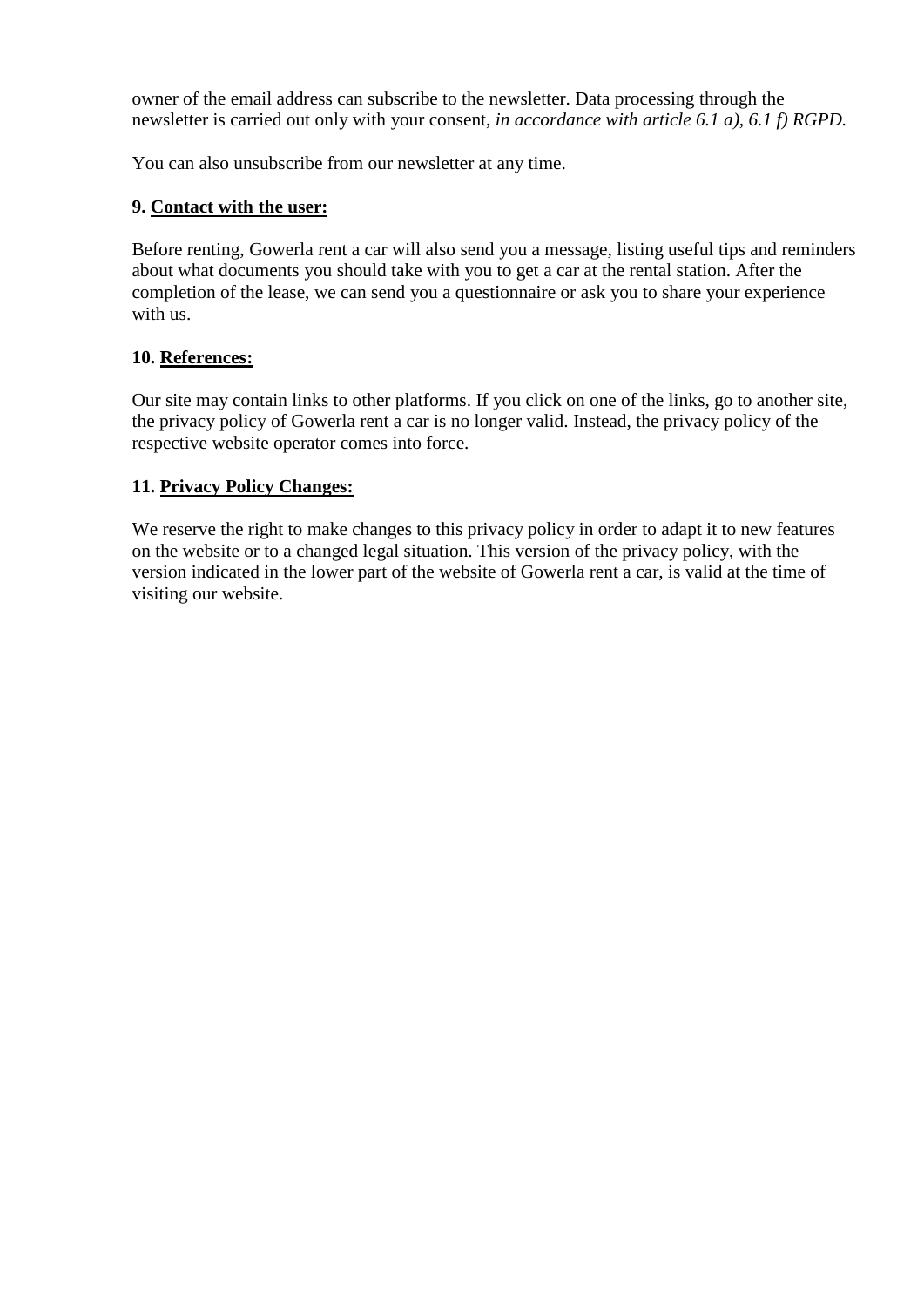owner of the email address can subscribe to the newsletter. Data processing through the newsletter is carried out only with your consent, *in accordance with article 6.1 a), 6.1 f) RGPD.*

You can also unsubscribe from our newsletter at any time.

**9. <u>Contact with the user:</u>**

Before renting, Gowerla rent a car will also send you a message, listing useful tips and reminders about what documents you should take with you to get a car at the rental station. After the completion of the lease, we can send you a questionnaire or ask you to share your experience with us.

**10. <u>References:</u>**

Our site may contain links to other platforms. If you click on one of the links, go to another site, the privacy policy of Gowerla rent a car is no longer valid. Instead, the privacy policy of the respective website operator comes into force.

**11. <u>Privacy Policy Changes:</u>**

We reserve the right to make changes to this privacy policy in order to adapt it to new features on the website or to a changed legal situation. This version of the privacy policy, with the version indicated in the lower part of the website of Gowerla rent a car, is valid at the time of visiting our website.